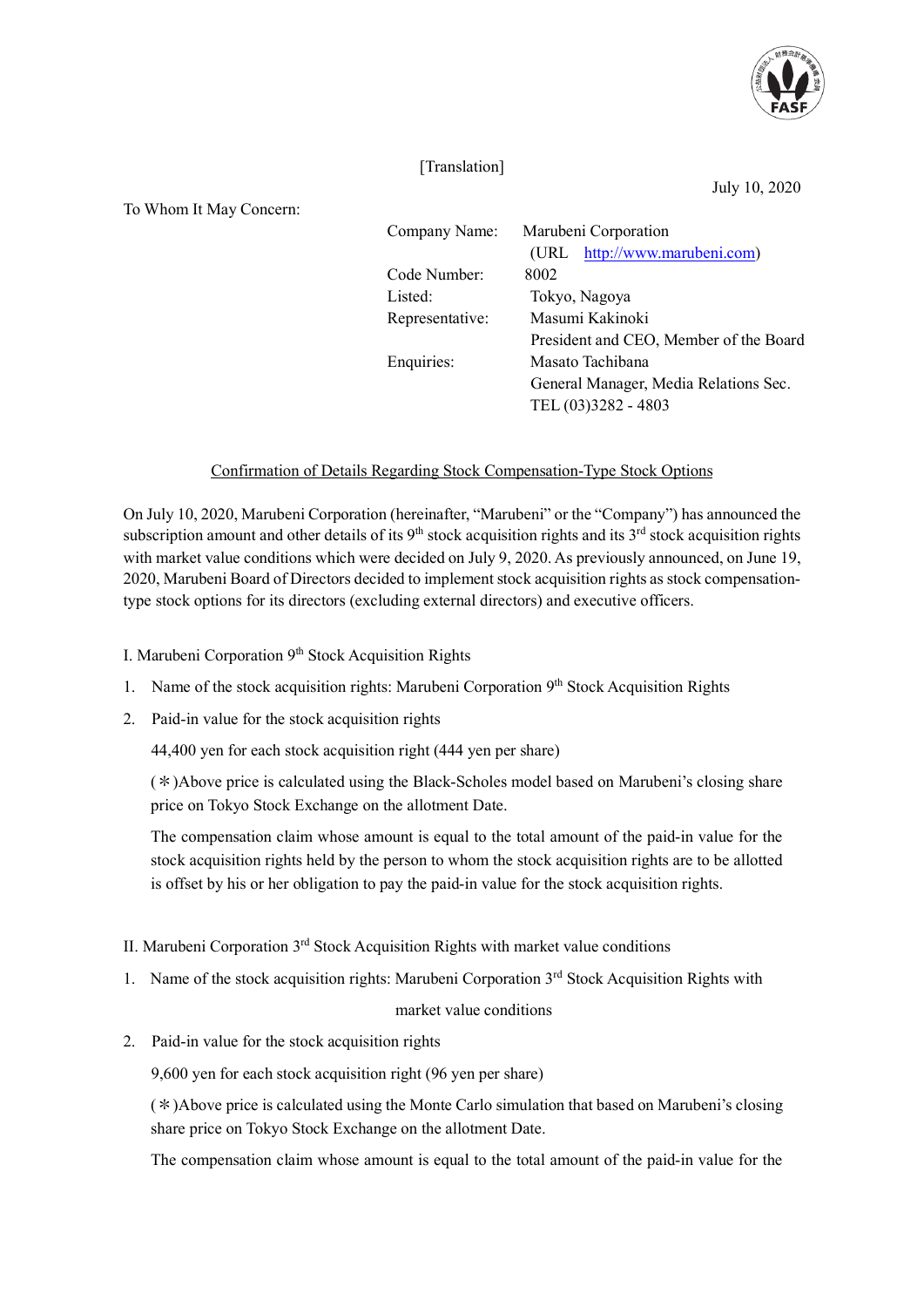[Translation]

July 10, 2020

To Whom It May Concern:

Company Name: Marubeni Corporation
(URL http://www.marubeni.com)
Code Number: 8002
Listed: Tokyo, Nagoya
Representative: Masumi Kakinoki
President and CEO, Member of the Board
Enquiries: Masato Tachibana
General Manager, Media Relations Sec.
TEL (03)3282 - 4803

## Confirmation of Details Regarding Stock Compensation-Type Stock Options

On July 10, 2020, Marubeni Corporation (hereinafter, "Marubeni" or the "Company") has announced the subscription amount and other details of its 9th stock acquisition rights and its 3rd stock acquisition rights with market value conditions which were decided on July 9, 2020. As previously announced, on June 19, 2020, Marubeni Board of Directors decided to implement stock acquisition rights as stock compensation-type stock options for its directors (excluding external directors) and executive officers.

I. Marubeni Corporation 9th Stock Acquisition Rights

1. Name of the stock acquisition rights: Marubeni Corporation 9th Stock Acquisition Rights
2. Paid-in value for the stock acquisition rights

   44,400 yen for each stock acquisition right (444 yen per share)

   (＊)Above price is calculated using the Black-Scholes model based on Marubeni's closing share price on Tokyo Stock Exchange on the allotment Date.

   The compensation claim whose amount is equal to the total amount of the paid-in value for the stock acquisition rights held by the person to whom the stock acquisition rights are to be allotted is offset by his or her obligation to pay the paid-in value for the stock acquisition rights.

II. Marubeni Corporation 3rd Stock Acquisition Rights with market value conditions

1. Name of the stock acquisition rights: Marubeni Corporation 3rd Stock Acquisition Rights with market value conditions
2. Paid-in value for the stock acquisition rights

   9,600 yen for each stock acquisition right (96 yen per share)

   (＊)Above price is calculated using the Monte Carlo simulation that based on Marubeni's closing share price on Tokyo Stock Exchange on the allotment Date.

   The compensation claim whose amount is equal to the total amount of the paid-in value for the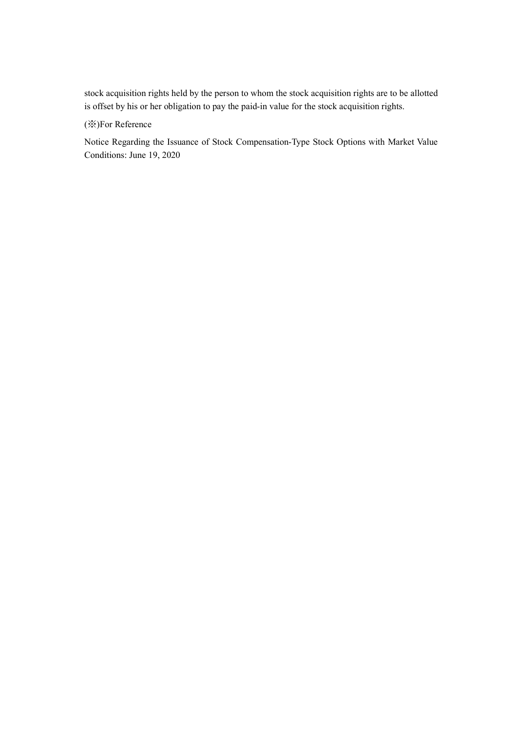stock acquisition rights held by the person to whom the stock acquisition rights are to be allotted is offset by his or her obligation to pay the paid-in value for the stock acquisition rights.

(※)For Reference

Notice Regarding the Issuance of Stock Compensation-Type Stock Options with Market Value Conditions: June 19, 2020